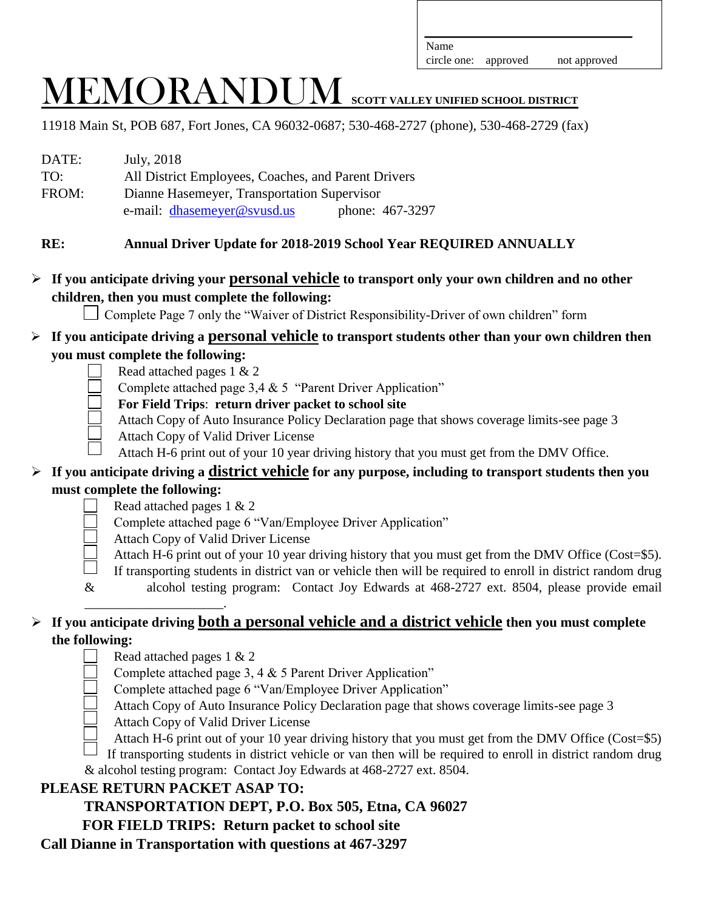Name ____________________

circle one: approved not approved

# MEMORANDUM SCOTT VALLEY UNIFIED SCHOOL DISTRICT

11918 Main St, POB 687, Fort Jones, CA 96032-0687; 530-468-2727 (phone), 530-468-2729 (fax)

DATE: July, 2018

TO: All District Employees, Coaches, and Parent Drivers

FROM: Dianne Hasemeyer, Transportation Supervisor
e-mail: dhasemeyer@svusd.us phone: 467-3297

**RE: Annual Driver Update for 2018-2019 School Year REQUIRED ANNUALLY**

- **If you anticipate driving your personal vehicle to transport only your own children and no other children, then you must complete the following:**
  - ☐ Complete Page 7 only the "Waiver of District Responsibility-Driver of own children" form
- **If you anticipate driving a personal vehicle to transport students other than your own children then you must complete the following:**
  - ☐ Read attached pages 1 & 2
  - ☐ Complete attached page 3,4 & 5 "Parent Driver Application"
  - ☐ **For Field Trips**: **return driver packet to school site**
  - ☐ Attach Copy of Auto Insurance Policy Declaration page that shows coverage limits-see page 3
  - ☐ Attach Copy of Valid Driver License
  - ☐ Attach H-6 print out of your 10 year driving history that you must get from the DMV Office.
- **If you anticipate driving a district vehicle for any purpose, including to transport students then you must complete the following:**
  - ☐ Read attached pages 1 & 2
  - ☐ Complete attached page 6 "Van/Employee Driver Application"
  - ☐ Attach Copy of Valid Driver License
  - ☐ Attach H-6 print out of your 10 year driving history that you must get from the DMV Office (Cost=$5).
  - ☐ If transporting students in district van or vehicle then will be required to enroll in district random drug & alcohol testing program: Contact Joy Edwards at 468-2727 ext. 8504, please provide email ____________________.
- **If you anticipate driving both a personal vehicle and a district vehicle then you must complete the following:**
  - ☐ Read attached pages 1 & 2
  - ☐ Complete attached page 3, 4 & 5 Parent Driver Application"
  - ☐ Complete attached page 6 "Van/Employee Driver Application"
  - ☐ Attach Copy of Auto Insurance Policy Declaration page that shows coverage limits-see page 3
  - ☐ Attach Copy of Valid Driver License
  - ☐ Attach H-6 print out of your 10 year driving history that you must get from the DMV Office (Cost=$5)
  - ☐ If transporting students in district vehicle or van then will be required to enroll in district random drug & alcohol testing program: Contact Joy Edwards at 468-2727 ext. 8504.

**PLEASE RETURN PACKET ASAP TO:**

**TRANSPORTATION DEPT, P.O. Box 505, Etna, CA 96027**

**FOR FIELD TRIPS: Return packet to school site**

**Call Dianne in Transportation with questions at 467-3297**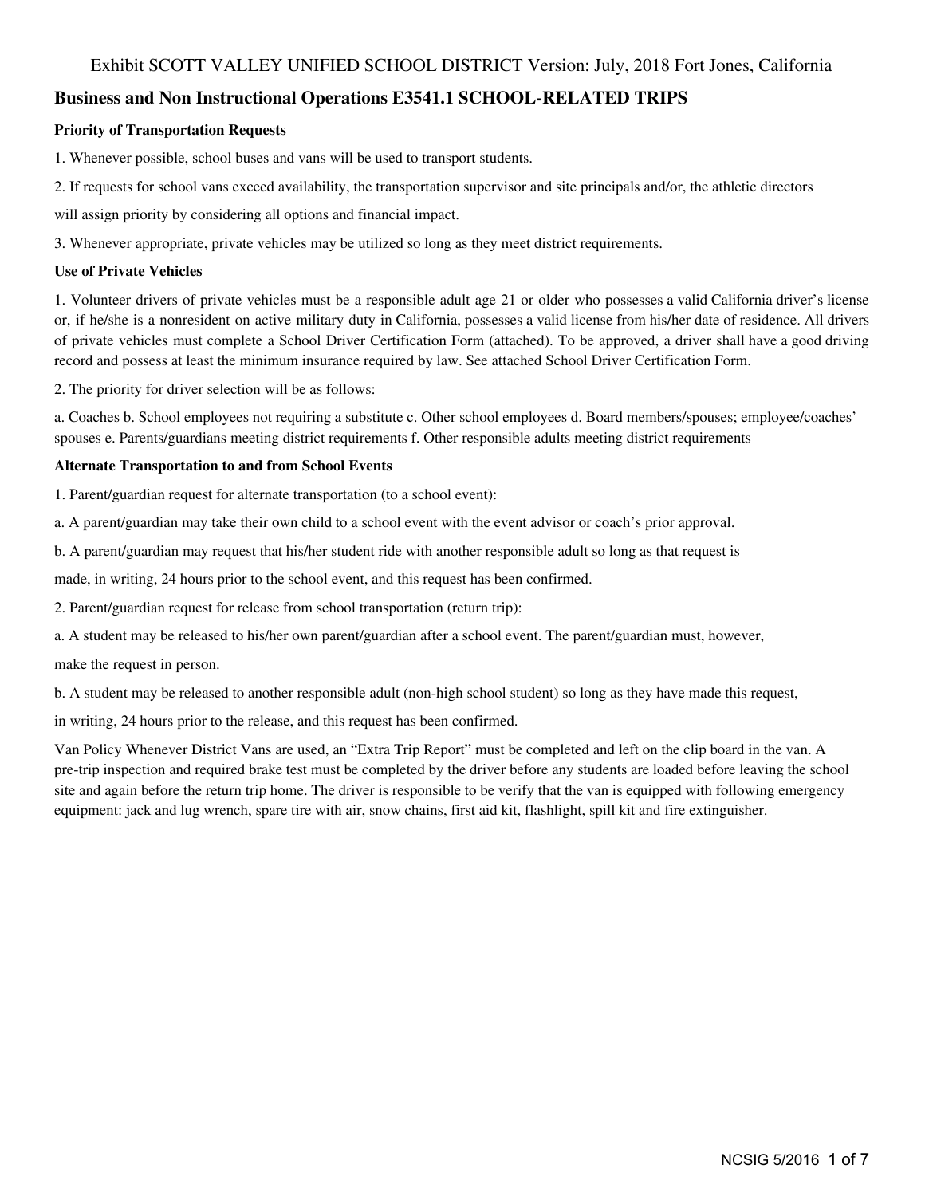Exhibit SCOTT VALLEY UNIFIED SCHOOL DISTRICT Version: July, 2018 Fort Jones, California

## Business and Non Instructional Operations E3541.1 SCHOOL-RELATED TRIPS

### Priority of Transportation Requests

1. Whenever possible, school buses and vans will be used to transport students.

2. If requests for school vans exceed availability, the transportation supervisor and site principals and/or, the athletic directors will assign priority by considering all options and financial impact.

3. Whenever appropriate, private vehicles may be utilized so long as they meet district requirements.

### Use of Private Vehicles

1. Volunteer drivers of private vehicles must be a responsible adult age 21 or older who possesses a valid California driver's license or, if he/she is a nonresident on active military duty in California, possesses a valid license from his/her date of residence. All drivers of private vehicles must complete a School Driver Certification Form (attached). To be approved, a driver shall have a good driving record and possess at least the minimum insurance required by law. See attached School Driver Certification Form.

2. The priority for driver selection will be as follows:

a. Coaches b. School employees not requiring a substitute c. Other school employees d. Board members/spouses; employee/coaches' spouses e. Parents/guardians meeting district requirements f. Other responsible adults meeting district requirements

### Alternate Transportation to and from School Events

1. Parent/guardian request for alternate transportation (to a school event):

a. A parent/guardian may take their own child to a school event with the event advisor or coach's prior approval.

b. A parent/guardian may request that his/her student ride with another responsible adult so long as that request is made, in writing, 24 hours prior to the school event, and this request has been confirmed.

2. Parent/guardian request for release from school transportation (return trip):

a. A student may be released to his/her own parent/guardian after a school event. The parent/guardian must, however, make the request in person.

b. A student may be released to another responsible adult (non-high school student) so long as they have made this request, in writing, 24 hours prior to the release, and this request has been confirmed.

Van Policy Whenever District Vans are used, an "Extra Trip Report" must be completed and left on the clip board in the van. A pre-trip inspection and required brake test must be completed by the driver before any students are loaded before leaving the school site and again before the return trip home. The driver is responsible to be verify that the van is equipped with following emergency equipment: jack and lug wrench, spare tire with air, snow chains, first aid kit, flashlight, spill kit and fire extinguisher.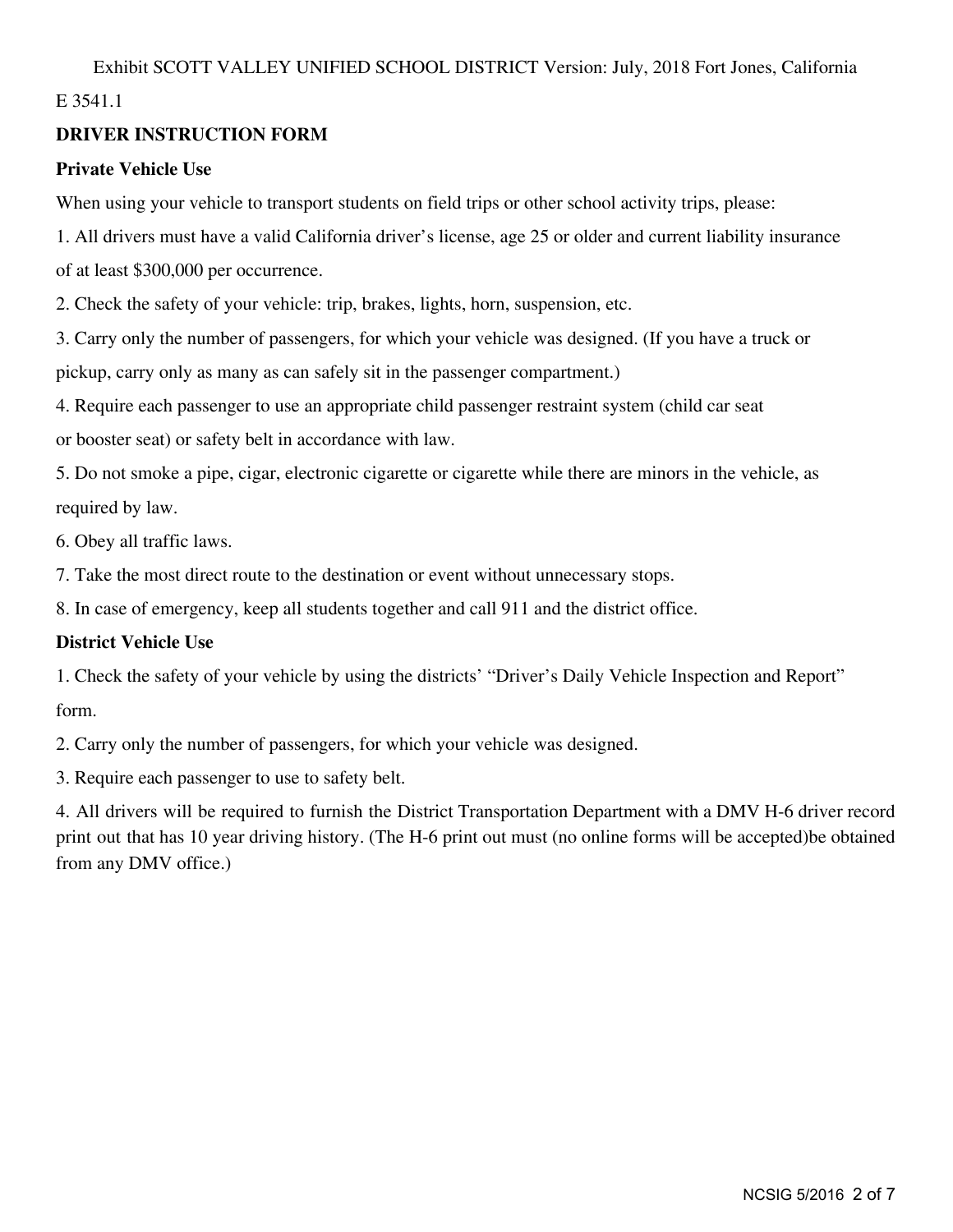Exhibit SCOTT VALLEY UNIFIED SCHOOL DISTRICT Version: July, 2018 Fort Jones, California

E 3541.1

**DRIVER INSTRUCTION FORM**

**Private Vehicle Use**

When using your vehicle to transport students on field trips or other school activity trips, please:

1. All drivers must have a valid California driver's license, age 25 or older and current liability insurance of at least $300,000 per occurrence.
2. Check the safety of your vehicle: trip, brakes, lights, horn, suspension, etc.
3. Carry only the number of passengers, for which your vehicle was designed. (If you have a truck or pickup, carry only as many as can safely sit in the passenger compartment.)
4. Require each passenger to use an appropriate child passenger restraint system (child car seat or booster seat) or safety belt in accordance with law.
5. Do not smoke a pipe, cigar, electronic cigarette or cigarette while there are minors in the vehicle, as required by law.
6. Obey all traffic laws.
7. Take the most direct route to the destination or event without unnecessary stops.
8. In case of emergency, keep all students together and call 911 and the district office.

**District Vehicle Use**

1. Check the safety of your vehicle by using the districts' "Driver's Daily Vehicle Inspection and Report" form.
2. Carry only the number of passengers, for which your vehicle was designed.
3. Require each passenger to use to safety belt.
4. All drivers will be required to furnish the District Transportation Department with a DMV H-6 driver record print out that has 10 year driving history. (The H-6 print out must (no online forms will be accepted)be obtained from any DMV office.)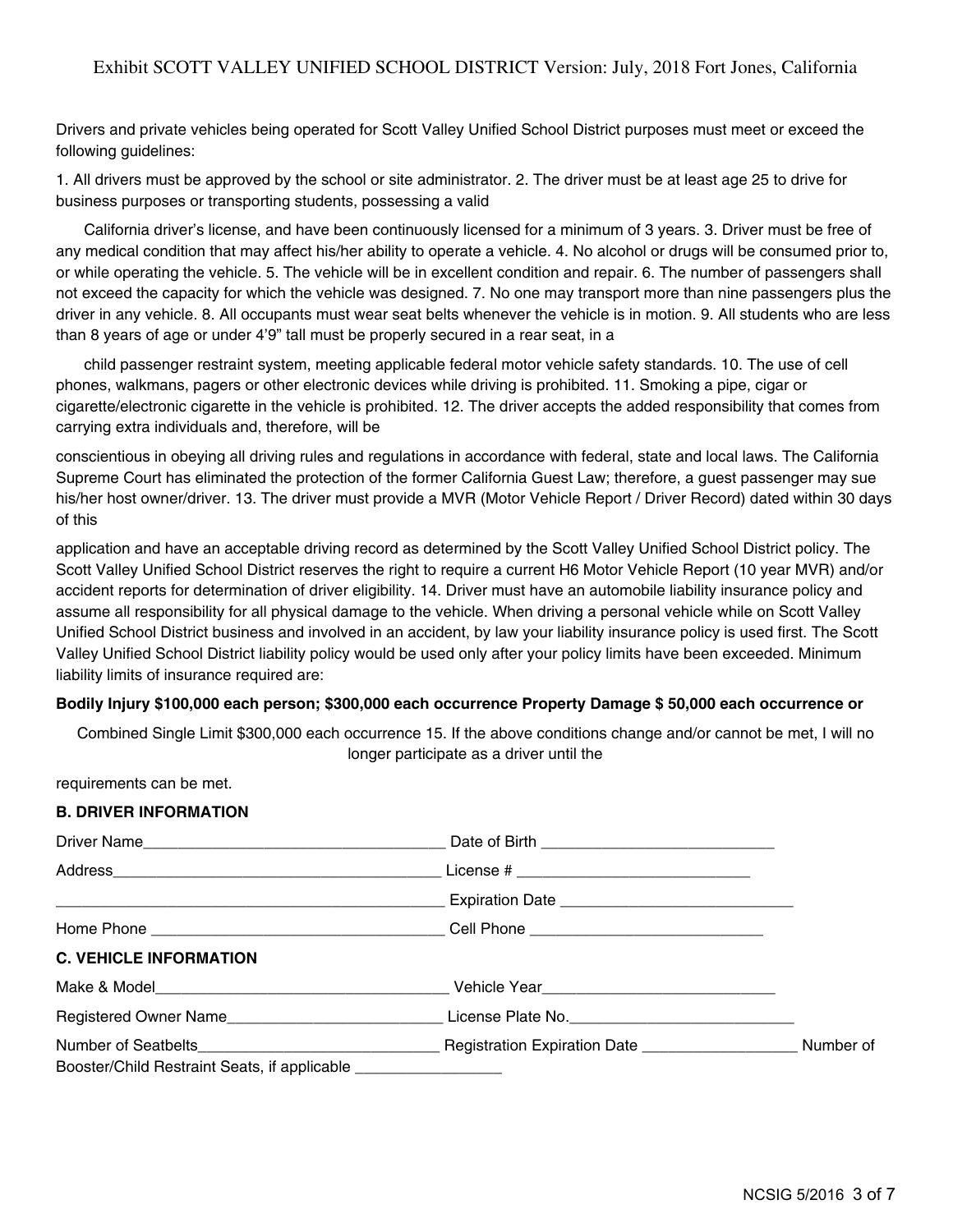Drivers and private vehicles being operated for Scott Valley Unified School District purposes must meet or exceed the following guidelines:

1. All drivers must be approved by the school or site administrator. 2. The driver must be at least age 25 to drive for business purposes or transporting students, possessing a valid California driver's license, and have been continuously licensed for a minimum of 3 years. 3. Driver must be free of any medical condition that may affect his/her ability to operate a vehicle. 4. No alcohol or drugs will be consumed prior to, or while operating the vehicle. 5. The vehicle will be in excellent condition and repair. 6. The number of passengers shall not exceed the capacity for which the vehicle was designed. 7. No one may transport more than nine passengers plus the driver in any vehicle. 8. All occupants must wear seat belts whenever the vehicle is in motion. 9. All students who are less than 8 years of age or under 4'9" tall must be properly secured in a rear seat, in a child passenger restraint system, meeting applicable federal motor vehicle safety standards. 10. The use of cell phones, walkmans, pagers or other electronic devices while driving is prohibited. 11. Smoking a pipe, cigar or cigarette/electronic cigarette in the vehicle is prohibited. 12. The driver accepts the added responsibility that comes from carrying extra individuals and, therefore, will be conscientious in obeying all driving rules and regulations in accordance with federal, state and local laws. The California Supreme Court has eliminated the protection of the former California Guest Law; therefore, a guest passenger may sue his/her host owner/driver. 13. The driver must provide a MVR (Motor Vehicle Report / Driver Record) dated within 30 days of this application and have an acceptable driving record as determined by the Scott Valley Unified School District policy. The Scott Valley Unified School District reserves the right to require a current H6 Motor Vehicle Report (10 year MVR) and/or accident reports for determination of driver eligibility. 14. Driver must have an automobile liability insurance policy and assume all responsibility for all physical damage to the vehicle. When driving a personal vehicle while on Scott Valley Unified School District business and involved in an accident, by law your liability insurance policy is used first. The Scott Valley Unified School District liability policy would be used only after your policy limits have been exceeded. Minimum liability limits of insurance required are:

**Bodily Injury $100,000 each person; $300,000 each occurrence Property Damage $ 50,000 each occurrence or**

Combined Single Limit $300,000 each occurrence 15. If the above conditions change and/or cannot be met, I will no longer participate as a driver until the requirements can be met.

**B. DRIVER INFORMATION**

Driver Name\_\_\_\_\_\_\_\_\_\_\_\_\_\_\_\_\_\_\_\_\_\_\_\_\_\_\_\_\_\_\_\_\_\_ Date of Birth \_\_\_\_\_\_\_\_\_\_\_\_\_\_\_\_\_\_\_\_\_\_\_\_\_\_\_

Address\_\_\_\_\_\_\_\_\_\_\_\_\_\_\_\_\_\_\_\_\_\_\_\_\_\_\_\_\_\_\_\_\_\_\_\_\_\_ License # \_\_\_\_\_\_\_\_\_\_\_\_\_\_\_\_\_\_\_\_\_\_\_\_\_\_\_

\_\_\_\_\_\_\_\_\_\_\_\_\_\_\_\_\_\_\_\_\_\_\_\_\_\_\_\_\_\_\_\_\_\_\_\_\_\_\_\_\_\_\_\_\_ Expiration Date \_\_\_\_\_\_\_\_\_\_\_\_\_\_\_\_\_\_\_\_\_\_\_\_\_\_\_

Home Phone \_\_\_\_\_\_\_\_\_\_\_\_\_\_\_\_\_\_\_\_\_\_\_\_\_\_\_\_\_\_\_\_\_\_ Cell Phone \_\_\_\_\_\_\_\_\_\_\_\_\_\_\_\_\_\_\_\_\_\_\_\_\_\_\_

**C. VEHICLE INFORMATION**

Make & Model\_\_\_\_\_\_\_\_\_\_\_\_\_\_\_\_\_\_\_\_\_\_\_\_\_\_\_\_\_\_\_\_\_\_ Vehicle Year\_\_\_\_\_\_\_\_\_\_\_\_\_\_\_\_\_\_\_\_\_\_\_\_\_\_\_

Registered Owner Name\_\_\_\_\_\_\_\_\_\_\_\_\_\_\_\_\_\_\_\_\_\_\_\_\_ License Plate No.\_\_\_\_\_\_\_\_\_\_\_\_\_\_\_\_\_\_\_\_\_\_\_\_\_\_

Number of Seatbelts\_\_\_\_\_\_\_\_\_\_\_\_\_\_\_\_\_\_\_\_\_\_\_\_\_\_\_\_ Registration Expiration Date \_\_\_\_\_\_\_\_\_\_\_\_\_\_\_\_\_\_ Number of Booster/Child Restraint Seats, if applicable \_\_\_\_\_\_\_\_\_\_\_\_\_\_\_\_\_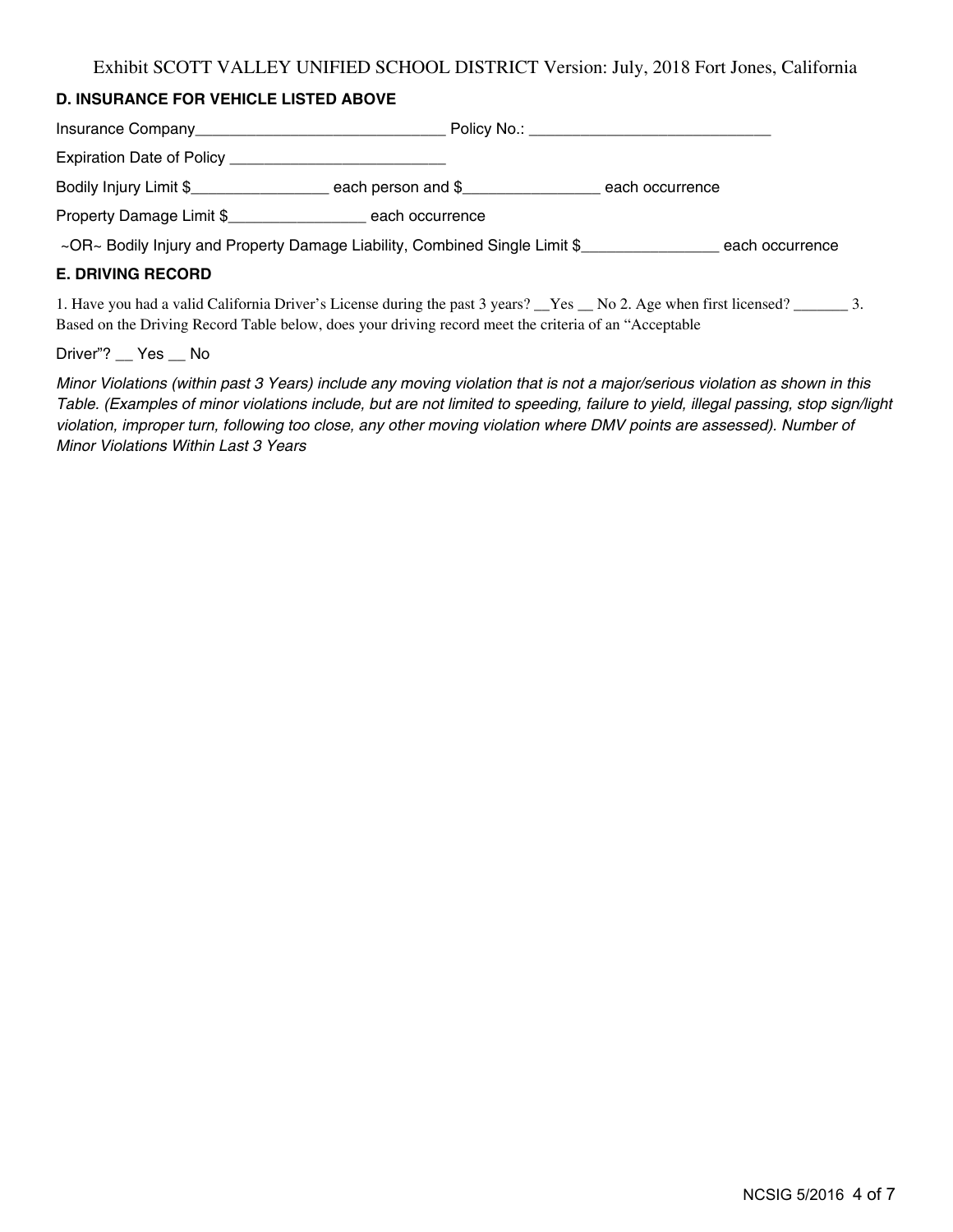Exhibit SCOTT VALLEY UNIFIED SCHOOL DISTRICT Version: July, 2018 Fort Jones, California

### D. INSURANCE FOR VEHICLE LISTED ABOVE

Insurance Company_____________________________ Policy No.: ____________________________

Expiration Date of Policy _________________________

Bodily Injury Limit $________________ each person and $________________ each occurrence

Property Damage Limit $________________ each occurrence

~OR~ Bodily Injury and Property Damage Liability, Combined Single Limit $________________ each occurrence

### E. DRIVING RECORD

1. Have you had a valid California Driver's License during the past 3 years? __Yes __ No 2. Age when first licensed? _______ 3. Based on the Driving Record Table below, does your driving record meet the criteria of an "Acceptable

Driver"? __ Yes __ No

*Minor Violations (within past 3 Years) include any moving violation that is not a major/serious violation as shown in this Table. (Examples of minor violations include, but are not limited to speeding, failure to yield, illegal passing, stop sign/light violation, improper turn, following too close, any other moving violation where DMV points are assessed). Number of Minor Violations Within Last 3 Years*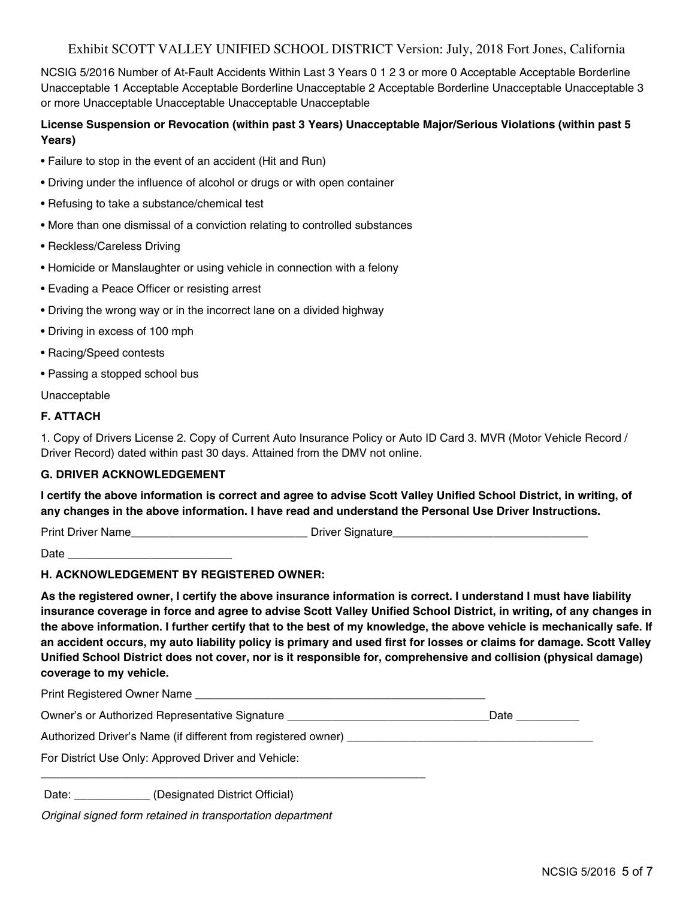Exhibit SCOTT VALLEY UNIFIED SCHOOL DISTRICT Version: July, 2018 Fort Jones, California

NCSIG 5/2016 Number of At-Fault Accidents Within Last 3 Years 0 1 2 3 or more 0 Acceptable Acceptable Borderline Unacceptable 1 Acceptable Acceptable Borderline Unacceptable 2 Acceptable Borderline Unacceptable Unacceptable 3 or more Unacceptable Unacceptable Unacceptable Unacceptable

**License Suspension or Revocation (within past 3 Years) Unacceptable Major/Serious Violations (within past 5 Years)**

- Failure to stop in the event of an accident (Hit and Run)
- Driving under the influence of alcohol or drugs or with open container
- Refusing to take a substance/chemical test
- More than one dismissal of a conviction relating to controlled substances
- Reckless/Careless Driving
- Homicide or Manslaughter or using vehicle in connection with a felony
- Evading a Peace Officer or resisting arrest
- Driving the wrong way or in the incorrect lane on a divided highway
- Driving in excess of 100 mph
- Racing/Speed contests
- Passing a stopped school bus

Unacceptable

### F. ATTACH

1. Copy of Drivers License 2. Copy of Current Auto Insurance Policy or Auto ID Card 3. MVR (Motor Vehicle Record / Driver Record) dated within past 30 days. Attained from the DMV not online.

### G. DRIVER ACKNOWLEDGEMENT

**I certify the above information is correct and agree to advise Scott Valley Unified School District, in writing, of any changes in the above information. I have read and understand the Personal Use Driver Instructions.**

Print Driver Name____________________________ Driver Signature________________________________

Date __________________________

### H. ACKNOWLEDGEMENT BY REGISTERED OWNER:

**As the registered owner, I certify the above insurance information is correct. I understand I must have liability insurance coverage in force and agree to advise Scott Valley Unified School District, in writing, of any changes in the above information. I further certify that to the best of my knowledge, the above vehicle is mechanically safe. If an accident occurs, my auto liability policy is primary and used first for losses or claims for damage. Scott Valley Unified School District does not cover, nor is it responsible for, comprehensive and collision (physical damage) coverage to my vehicle.**

Print Registered Owner Name ________________________________________________

Owner's or Authorized Representative Signature ________________________________Date __________

Authorized Driver's Name (if different from registered owner) ________________________________________

For District Use Only: Approved Driver and Vehicle:

_______________________________________________________________

Date: ____________ (Designated District Official)

*Original signed form retained in transportation department*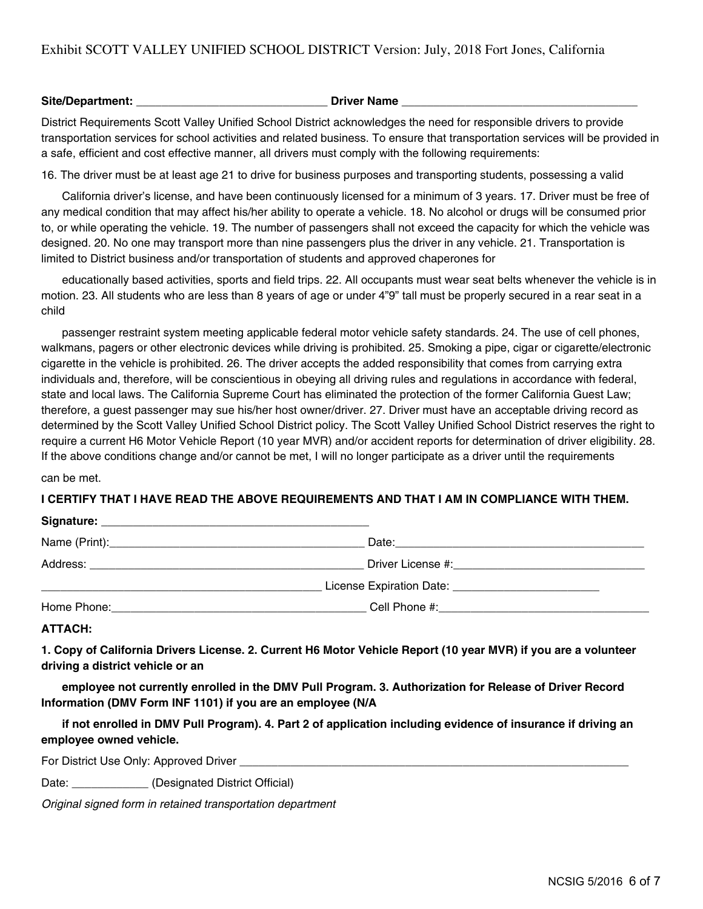Exhibit SCOTT VALLEY UNIFIED SCHOOL DISTRICT Version: July, 2018 Fort Jones, California

**Site/Department:** ______________________________ **Driver Name** _____________________________________

District Requirements Scott Valley Unified School District acknowledges the need for responsible drivers to provide transportation services for school activities and related business. To ensure that transportation services will be provided in a safe, efficient and cost effective manner, all drivers must comply with the following requirements:

16. The driver must be at least age 21 to drive for business purposes and transporting students, possessing a valid

California driver's license, and have been continuously licensed for a minimum of 3 years. 17. Driver must be free of any medical condition that may affect his/her ability to operate a vehicle. 18. No alcohol or drugs will be consumed prior to, or while operating the vehicle. 19. The number of passengers shall not exceed the capacity for which the vehicle was designed. 20. No one may transport more than nine passengers plus the driver in any vehicle. 21. Transportation is limited to District business and/or transportation of students and approved chaperones for

educationally based activities, sports and field trips. 22. All occupants must wear seat belts whenever the vehicle is in motion. 23. All students who are less than 8 years of age or under 4"9" tall must be properly secured in a rear seat in a child

passenger restraint system meeting applicable federal motor vehicle safety standards. 24. The use of cell phones, walkmans, pagers or other electronic devices while driving is prohibited. 25. Smoking a pipe, cigar or cigarette/electronic cigarette in the vehicle is prohibited. 26. The driver accepts the added responsibility that comes from carrying extra individuals and, therefore, will be conscientious in obeying all driving rules and regulations in accordance with federal, state and local laws. The California Supreme Court has eliminated the protection of the former California Guest Law; therefore, a guest passenger may sue his/her host owner/driver. 27. Driver must have an acceptable driving record as determined by the Scott Valley Unified School District policy. The Scott Valley Unified School District reserves the right to require a current H6 Motor Vehicle Report (10 year MVR) and/or accident reports for determination of driver eligibility. 28. If the above conditions change and/or cannot be met, I will no longer participate as a driver until the requirements

can be met.

**I CERTIFY THAT I HAVE READ THE ABOVE REQUIREMENTS AND THAT I AM IN COMPLIANCE WITH THEM.**

**Signature:** ___________________________________________

Name (Print):_________________________________________ Date:________________________________________

Address: _____________________________________________ Driver License #:______________________________

_____________________________________________ License Expiration Date: _______________________

Home Phone:_________________________________________ Cell Phone #:__________________________________

**ATTACH:**

**1. Copy of California Drivers License. 2. Current H6 Motor Vehicle Report (10 year MVR) if you are a volunteer driving a district vehicle or an**

**employee not currently enrolled in the DMV Pull Program. 3. Authorization for Release of Driver Record Information (DMV Form INF 1101) if you are an employee (N/A**

**if not enrolled in DMV Pull Program). 4. Part 2 of application including evidence of insurance if driving an employee owned vehicle.**

For District Use Only: Approved Driver ________________________________________________________________

Date: ____________ (Designated District Official)

*Original signed form in retained transportation department*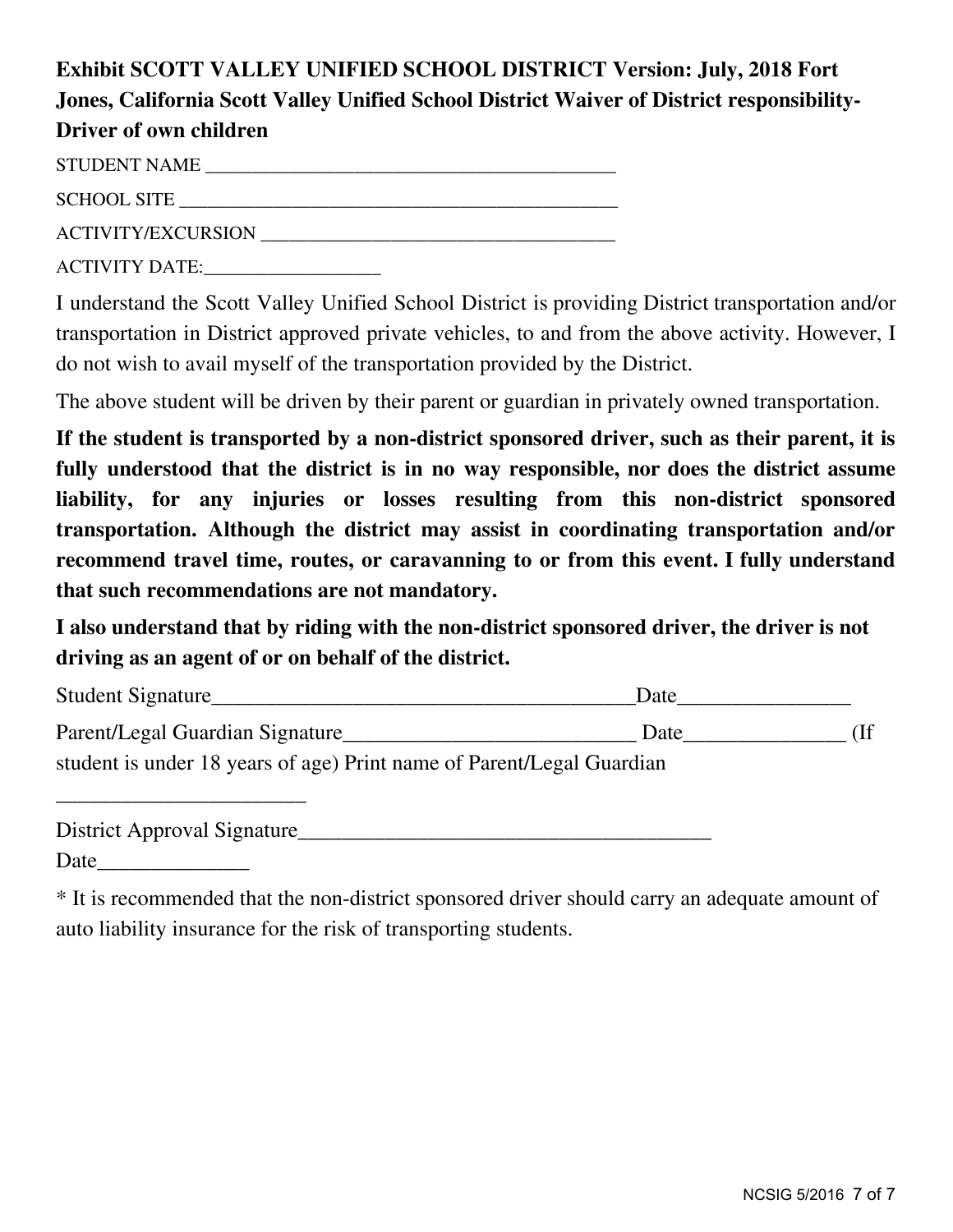**Exhibit SCOTT VALLEY UNIFIED SCHOOL DISTRICT Version: July, 2018 Fort Jones, California Scott Valley Unified School District Waiver of District responsibility-Driver of own children**

STUDENT NAME ___________________________________________

SCHOOL SITE ______________________________________________

ACTIVITY/EXCURSION ______________________________________

ACTIVITY DATE:__________________

I understand the Scott Valley Unified School District is providing District transportation and/or transportation in District approved private vehicles, to and from the above activity. However, I do not wish to avail myself of the transportation provided by the District.

The above student will be driven by their parent or guardian in privately owned transportation.

**If the student is transported by a non-district sponsored driver, such as their parent, it is fully understood that the district is in no way responsible, nor does the district assume liability, for any injuries or losses resulting from this non-district sponsored transportation. Although the district may assist in coordinating transportation and/or recommend travel time, routes, or caravanning to or from this event. I fully understand that such recommendations are not mandatory.**

**I also understand that by riding with the non-district sponsored driver, the driver is not driving as an agent of or on behalf of the district.**

Student Signature________________________________________Date________________

Parent/Legal Guardian Signature___________________________ Date_______________ (If student is under 18 years of age) Print name of Parent/Legal Guardian

________________________

District Approval Signature________________________________________

Date______________

* It is recommended that the non-district sponsored driver should carry an adequate amount of auto liability insurance for the risk of transporting students.